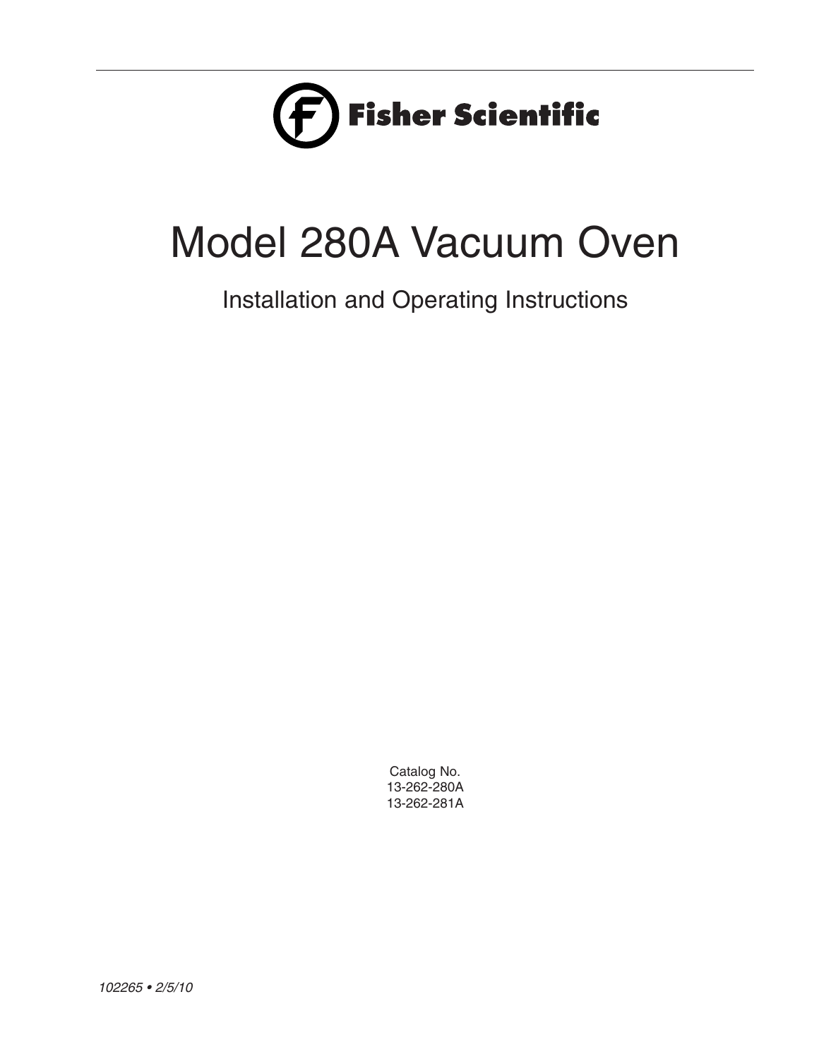Fisher Scientific

# Model 280A Vacuum Oven

## Installation and Operating Instructions

Catalog No.
13-262-280A
13-262-281A

*102265 • 2/5/10*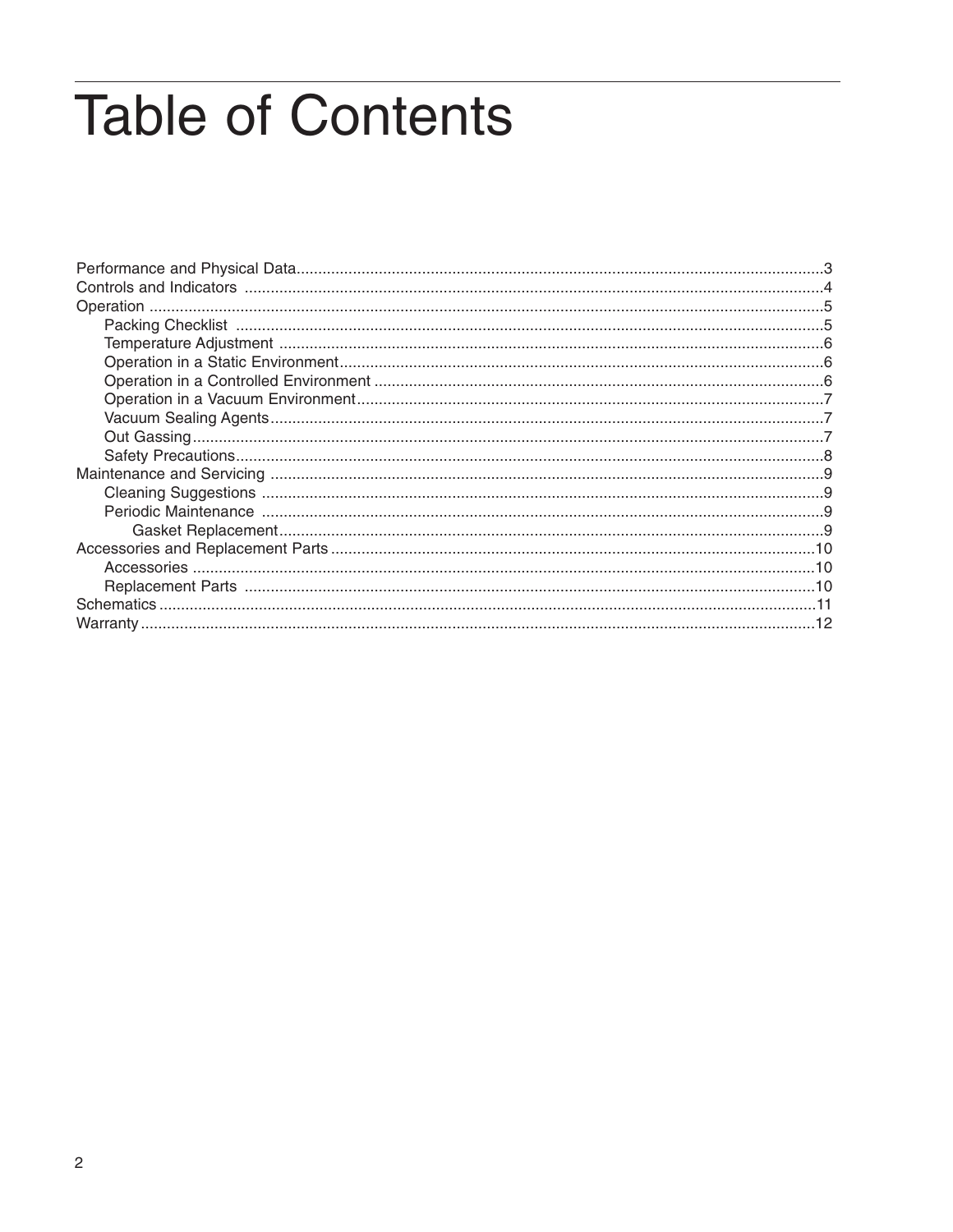# Table of Contents

Performance and Physical Data........................................................................................................................3
Controls and Indicators ....................................................................................................................................4
Operation ..........................................................................................................................................................5
    Packing Checklist ......................................................................................................................................5
    Temperature Adjustment ............................................................................................................................6
    Operation in a Static Environment..............................................................................................................6
    Operation in a Controlled Environment ......................................................................................................6
    Operation in a Vacuum Environment..........................................................................................................7
    Vacuum Sealing Agents..............................................................................................................................7
    Out Gassing................................................................................................................................................7
    Safety Precautions......................................................................................................................................8
Maintenance and Servicing ..............................................................................................................................9
    Cleaning Suggestions ................................................................................................................................9
    Periodic Maintenance ................................................................................................................................9
        Gasket Replacement............................................................................................................................9
Accessories and Replacement Parts ..............................................................................................................10
    Accessories ..............................................................................................................................................10
    Replacement Parts ..................................................................................................................................10
Schematics......................................................................................................................................................11
Warranty..........................................................................................................................................................12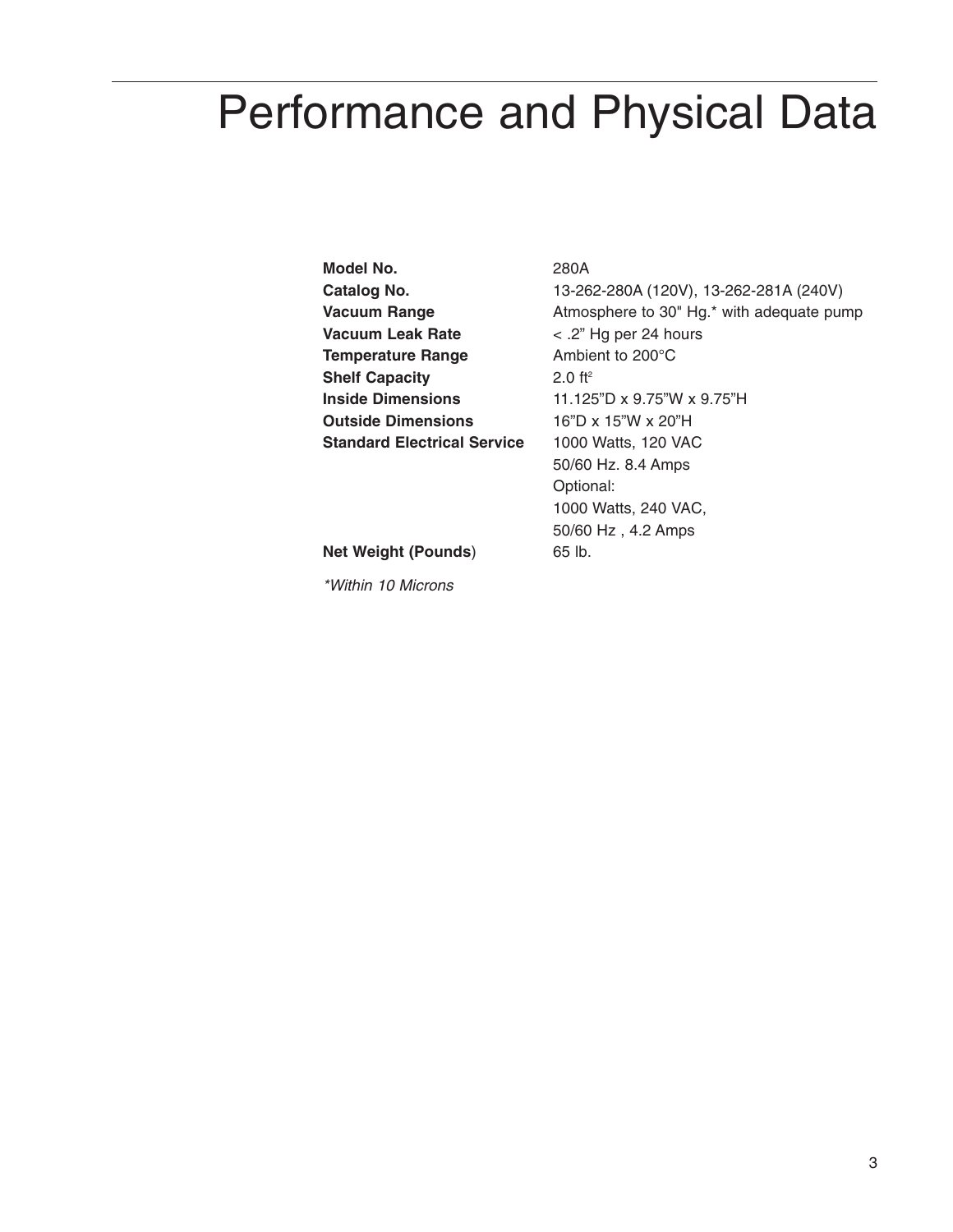# Performance and Physical Data

| | |
|---|---|
| **Model No.** | 280A |
| **Catalog No.** | 13-262-280A (120V), 13-262-281A (240V) |
| **Vacuum Range** | Atmosphere to 30" Hg.* with adequate pump |
| **Vacuum Leak Rate** | < .2" Hg per 24 hours |
| **Temperature Range** | Ambient to 200°C |
| **Shelf Capacity** | 2.0 $ft^2$ |
| **Inside Dimensions** | 11.125"D x 9.75"W x 9.75"H |
| **Outside Dimensions** | 16"D x 15"W x 20"H |
| **Standard Electrical Service** | 1000 Watts, 120 VAC 50/60 Hz. 8.4 Amps Optional: 1000 Watts, 240 VAC, 50/60 Hz , 4.2 Amps |
| **Net Weight (Pounds**) | 65 lb. |

*\*Within 10 Microns*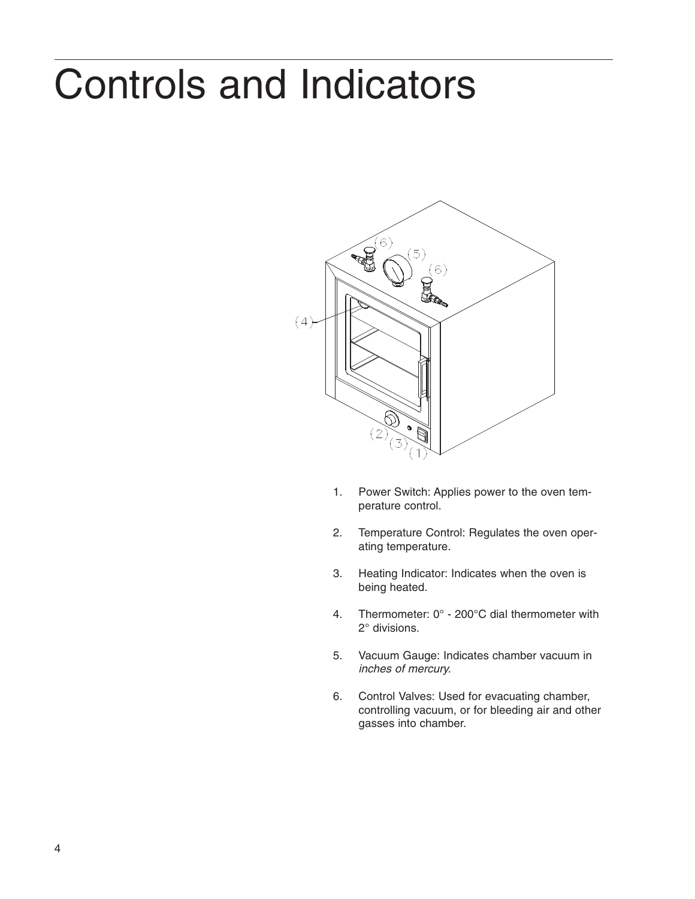# Controls and Indicators

1. Power Switch: Applies power to the oven temperature control.

2. Temperature Control: Regulates the oven operating temperature.

3. Heating Indicator: Indicates when the oven is being heated.

4. Thermometer: 0° - 200°C dial thermometer with 2° divisions.

5. Vacuum Gauge: Indicates chamber vacuum in *inches of mercury*.

6. Control Valves: Used for evacuating chamber, controlling vacuum, or for bleeding air and other gasses into chamber.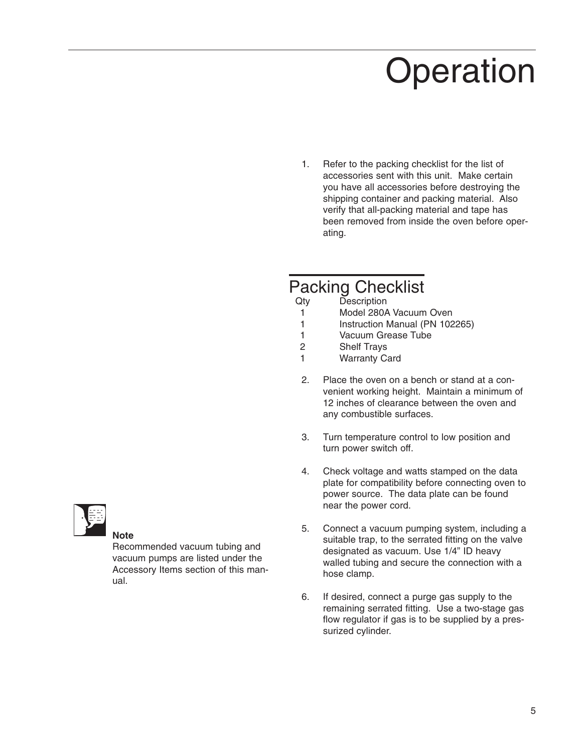# Operation

1. Refer to the packing checklist for the list of accessories sent with this unit. Make certain you have all accessories before destroying the shipping container and packing material. Also verify that all-packing material and tape has been removed from inside the oven before operating.

## Packing Checklist

| Qty | Description |
|---|---|
| 1 | Model 280A Vacuum Oven |
| 1 | Instruction Manual (PN 102265) |
| 1 | Vacuum Grease Tube |
| 2 | Shelf Trays |
| 1 | Warranty Card |

2. Place the oven on a bench or stand at a convenient working height. Maintain a minimum of 12 inches of clearance between the oven and any combustible surfaces.

3. Turn temperature control to low position and turn power switch off.

4. Check voltage and watts stamped on the data plate for compatibility before connecting oven to power source. The data plate can be found near the power cord.

**Note**
Recommended vacuum tubing and vacuum pumps are listed under the Accessory Items section of this manual.

5. Connect a vacuum pumping system, including a suitable trap, to the serrated fitting on the valve designated as vacuum. Use 1/4" ID heavy walled tubing and secure the connection with a hose clamp.

6. If desired, connect a purge gas supply to the remaining serrated fitting. Use a two-stage gas flow regulator if gas is to be supplied by a pressurized cylinder.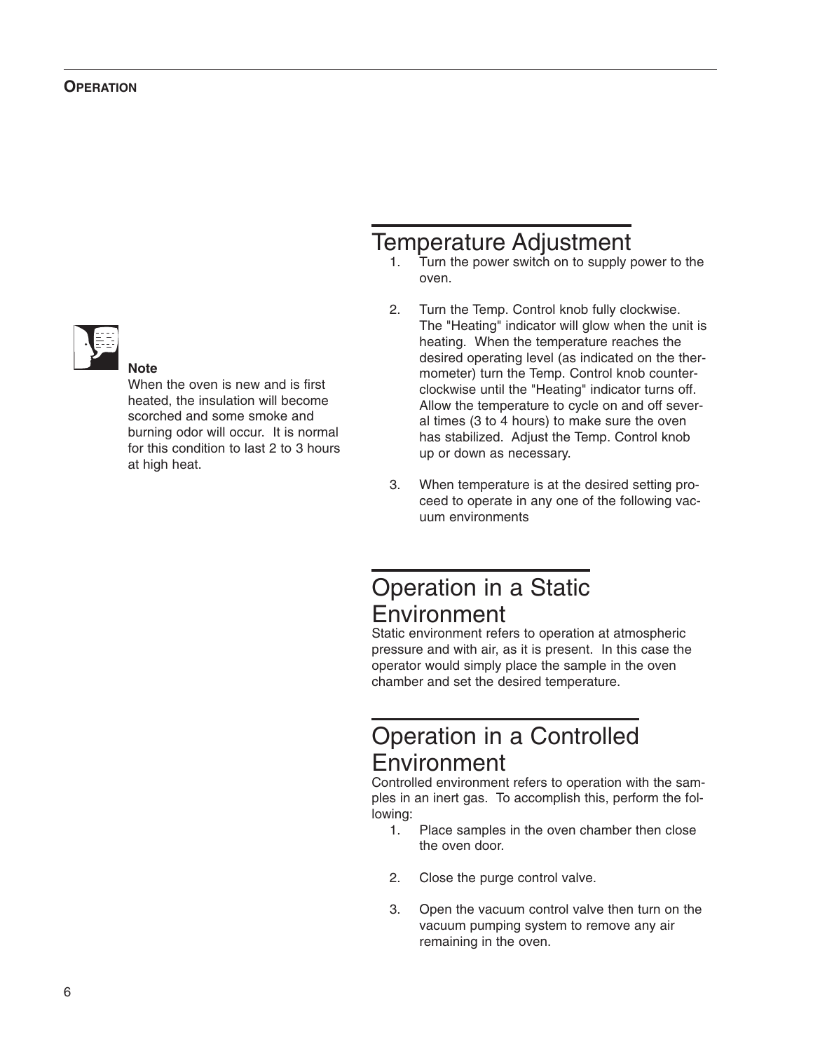> **Note**
> When the oven is new and is first heated, the insulation will become scorched and some smoke and burning odor will occur. It is normal for this condition to last 2 to 3 hours at high heat.

## Temperature Adjustment

1. Turn the power switch on to supply power to the oven.

2. Turn the Temp. Control knob fully clockwise. The "Heating" indicator will glow when the unit is heating. When the temperature reaches the desired operating level (as indicated on the thermometer) turn the Temp. Control knob counterclockwise until the "Heating" indicator turns off. Allow the temperature to cycle on and off several times (3 to 4 hours) to make sure the oven has stabilized. Adjust the Temp. Control knob up or down as necessary.

3. When temperature is at the desired setting proceed to operate in any one of the following vacuum environments

## Operation in a Static Environment

Static environment refers to operation at atmospheric pressure and with air, as it is present. In this case the operator would simply place the sample in the oven chamber and set the desired temperature.

## Operation in a Controlled Environment

Controlled environment refers to operation with the samples in an inert gas. To accomplish this, perform the following:

1. Place samples in the oven chamber then close the oven door.

2. Close the purge control valve.

3. Open the vacuum control valve then turn on the vacuum pumping system to remove any air remaining in the oven.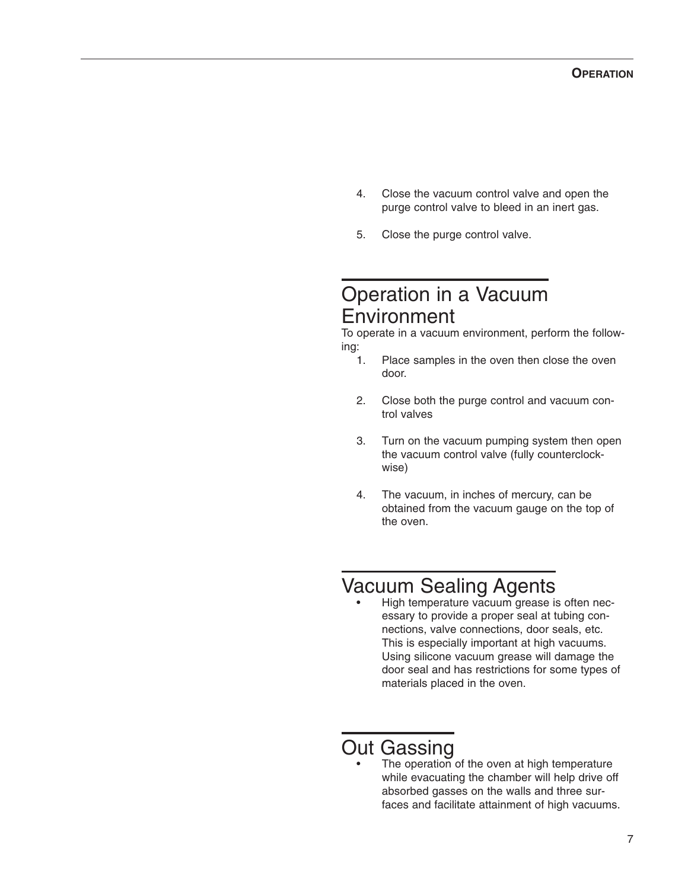4. Close the vacuum control valve and open the purge control valve to bleed in an inert gas.

5. Close the purge control valve.

## Operation in a Vacuum Environment

To operate in a vacuum environment, perform the following:

1. Place samples in the oven then close the oven door.

2. Close both the purge control and vacuum control valves

3. Turn on the vacuum pumping system then open the vacuum control valve (fully counterclockwise)

4. The vacuum, in inches of mercury, can be obtained from the vacuum gauge on the top of the oven.

## Vacuum Sealing Agents

- High temperature vacuum grease is often necessary to provide a proper seal at tubing connections, valve connections, door seals, etc. This is especially important at high vacuums. Using silicone vacuum grease will damage the door seal and has restrictions for some types of materials placed in the oven.

## Out Gassing

- The operation of the oven at high temperature while evacuating the chamber will help drive off absorbed gasses on the walls and three surfaces and facilitate attainment of high vacuums.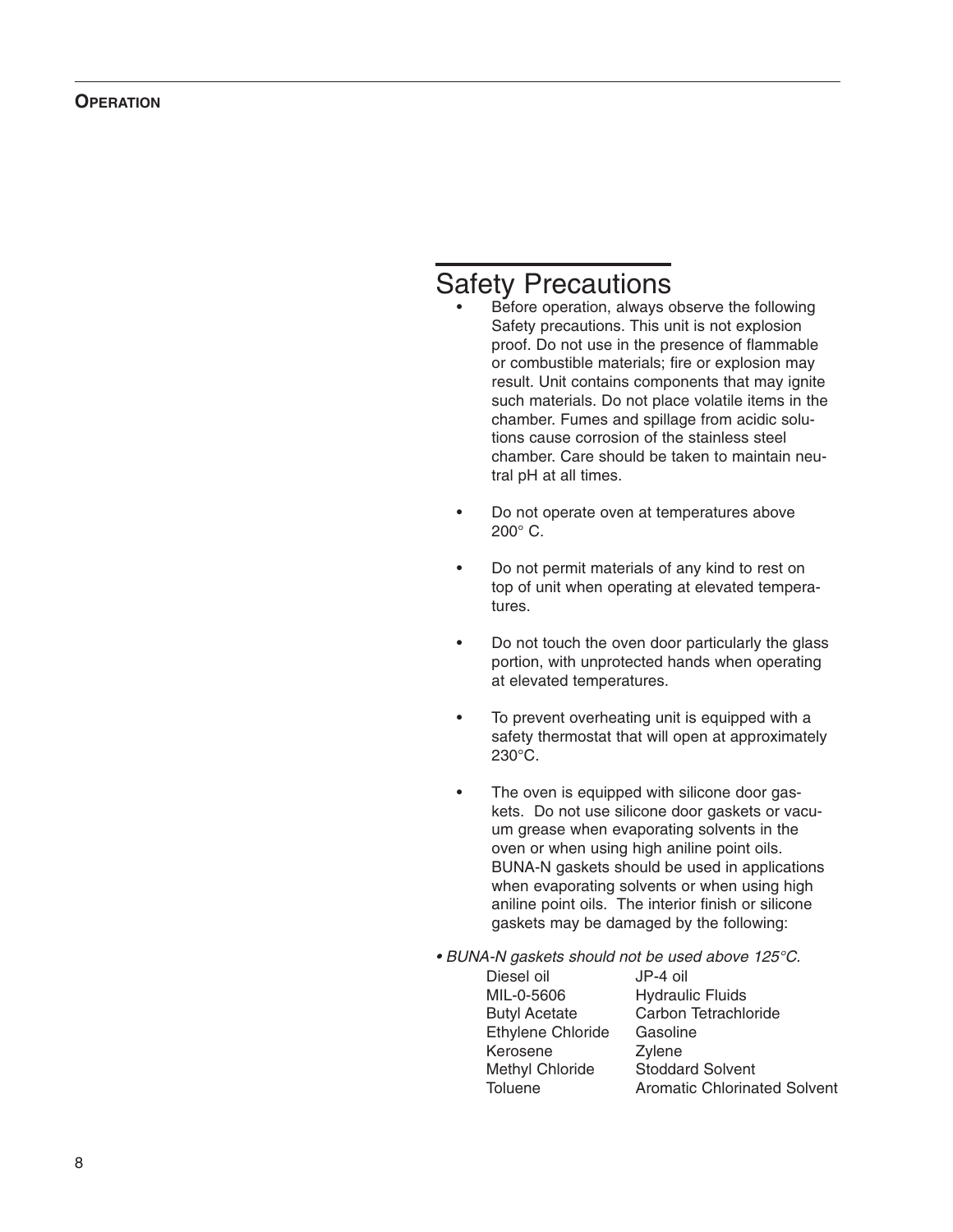## Safety Precautions

- Before operation, always observe the following Safety precautions. This unit is not explosion proof. Do not use in the presence of flammable or combustible materials; fire or explosion may result. Unit contains components that may ignite such materials. Do not place volatile items in the chamber. Fumes and spillage from acidic solutions cause corrosion of the stainless steel chamber. Care should be taken to maintain neutral pH at all times.

- Do not operate oven at temperatures above 200° C.

- Do not permit materials of any kind to rest on top of unit when operating at elevated temperatures.

- Do not touch the oven door particularly the glass portion, with unprotected hands when operating at elevated temperatures.

- To prevent overheating unit is equipped with a safety thermostat that will open at approximately 230°C.

- The oven is equipped with silicone door gaskets. Do not use silicone door gaskets or vacuum grease when evaporating solvents in the oven or when using high aniline point oils. BUNA-N gaskets should be used in applications when evaporating solvents or when using high aniline point oils. The interior finish or silicone gaskets may be damaged by the following:

- *BUNA-N gaskets should not be used above 125°C.*

| | |
|---|---|
| Diesel oil | JP-4 oil |
| MIL-0-5606 | Hydraulic Fluids |
| Butyl Acetate | Carbon Tetrachloride |
| Ethylene Chloride | Gasoline |
| Kerosene | Zylene |
| Methyl Chloride | Stoddard Solvent |
| Toluene | Aromatic Chlorinated Solvent |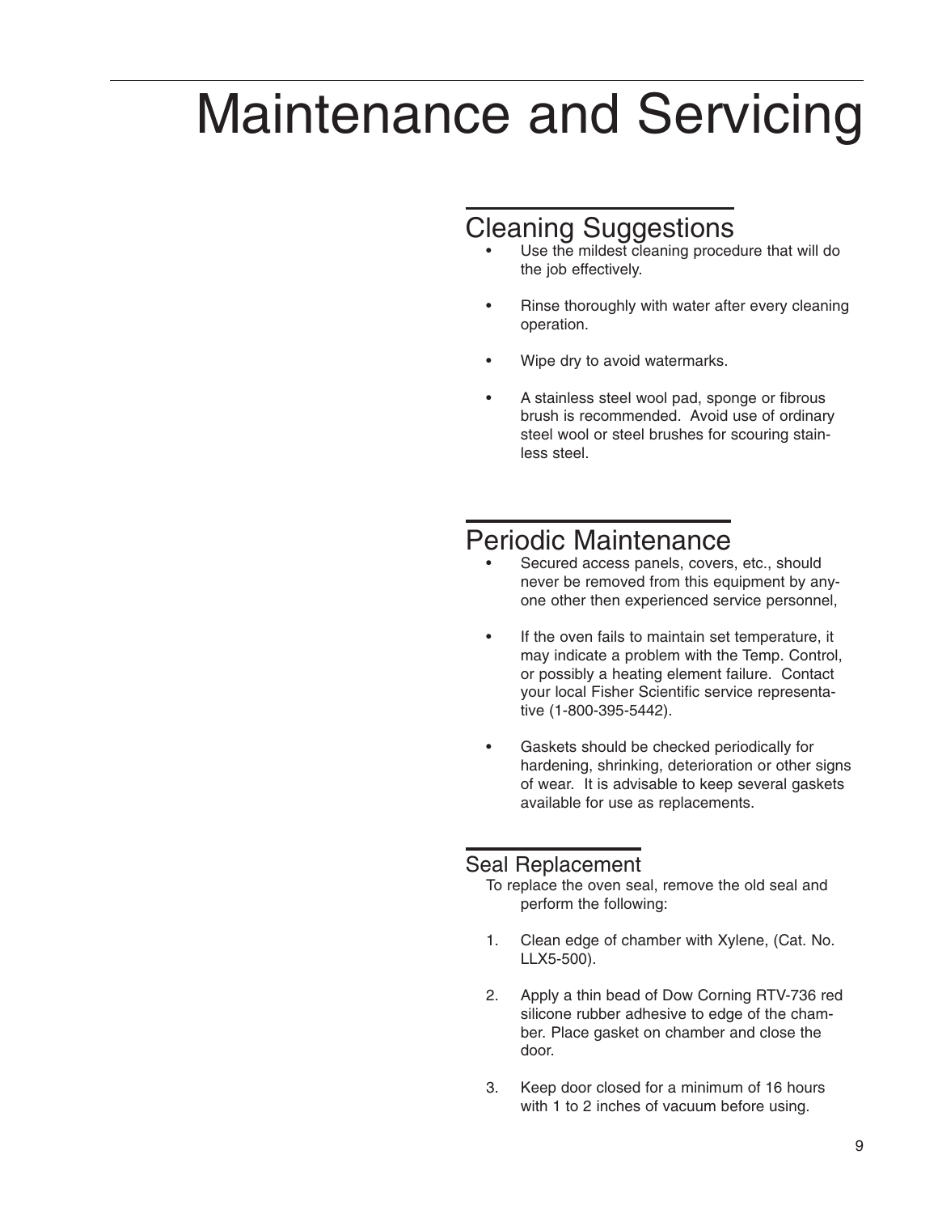# Maintenance and Servicing

## Cleaning Suggestions

- Use the mildest cleaning procedure that will do the job effectively.
- Rinse thoroughly with water after every cleaning operation.
- Wipe dry to avoid watermarks.
- A stainless steel wool pad, sponge or fibrous brush is recommended. Avoid use of ordinary steel wool or steel brushes for scouring stainless steel.

## Periodic Maintenance

- Secured access panels, covers, etc., should never be removed from this equipment by anyone other then experienced service personnel,
- If the oven fails to maintain set temperature, it may indicate a problem with the Temp. Control, or possibly a heating element failure. Contact your local Fisher Scientific service representative (1-800-395-5442).
- Gaskets should be checked periodically for hardening, shrinking, deterioration or other signs of wear. It is advisable to keep several gaskets available for use as replacements.

### Seal Replacement

To replace the oven seal, remove the old seal and perform the following:

1. Clean edge of chamber with Xylene, (Cat. No. LLX5-500).
2. Apply a thin bead of Dow Corning RTV-736 red silicone rubber adhesive to edge of the chamber. Place gasket on chamber and close the door.
3. Keep door closed for a minimum of 16 hours with 1 to 2 inches of vacuum before using.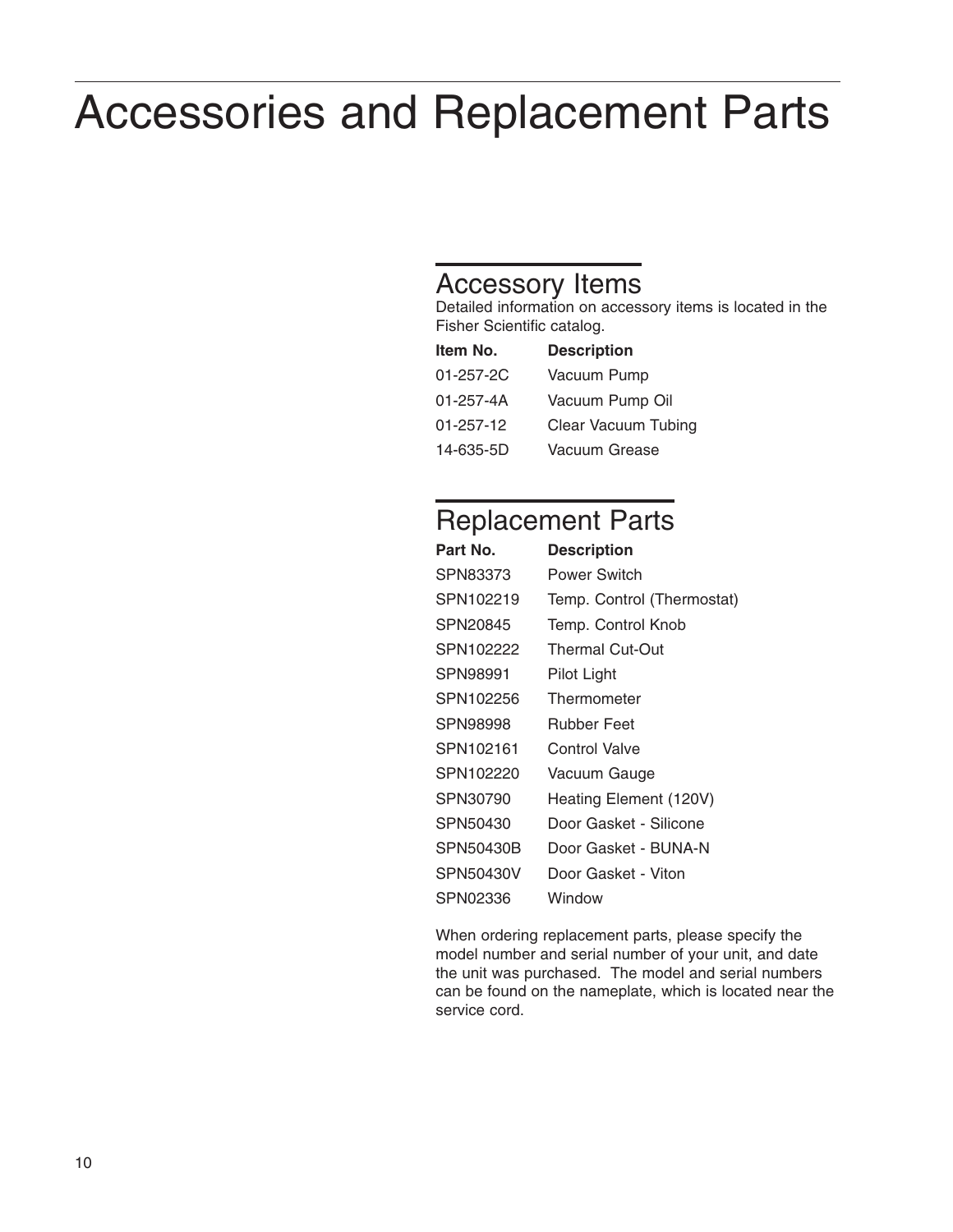# Accessories and Replacement Parts

## Accessory Items

Detailed information on accessory items is located in the Fisher Scientific catalog.

| Item No. | Description |
| --- | --- |
| 01-257-2C | Vacuum Pump |
| 01-257-4A | Vacuum Pump Oil |
| 01-257-12 | Clear Vacuum Tubing |
| 14-635-5D | Vacuum Grease |

## Replacement Parts

| Part No. | Description |
| --- | --- |
| SPN83373 | Power Switch |
| SPN102219 | Temp. Control (Thermostat) |
| SPN20845 | Temp. Control Knob |
| SPN102222 | Thermal Cut-Out |
| SPN98991 | Pilot Light |
| SPN102256 | Thermometer |
| SPN98998 | Rubber Feet |
| SPN102161 | Control Valve |
| SPN102220 | Vacuum Gauge |
| SPN30790 | Heating Element (120V) |
| SPN50430 | Door Gasket - Silicone |
| SPN50430B | Door Gasket - BUNA-N |
| SPN50430V | Door Gasket - Viton |
| SPN02336 | Window |

When ordering replacement parts, please specify the model number and serial number of your unit, and date the unit was purchased. The model and serial numbers can be found on the nameplate, which is located near the service cord.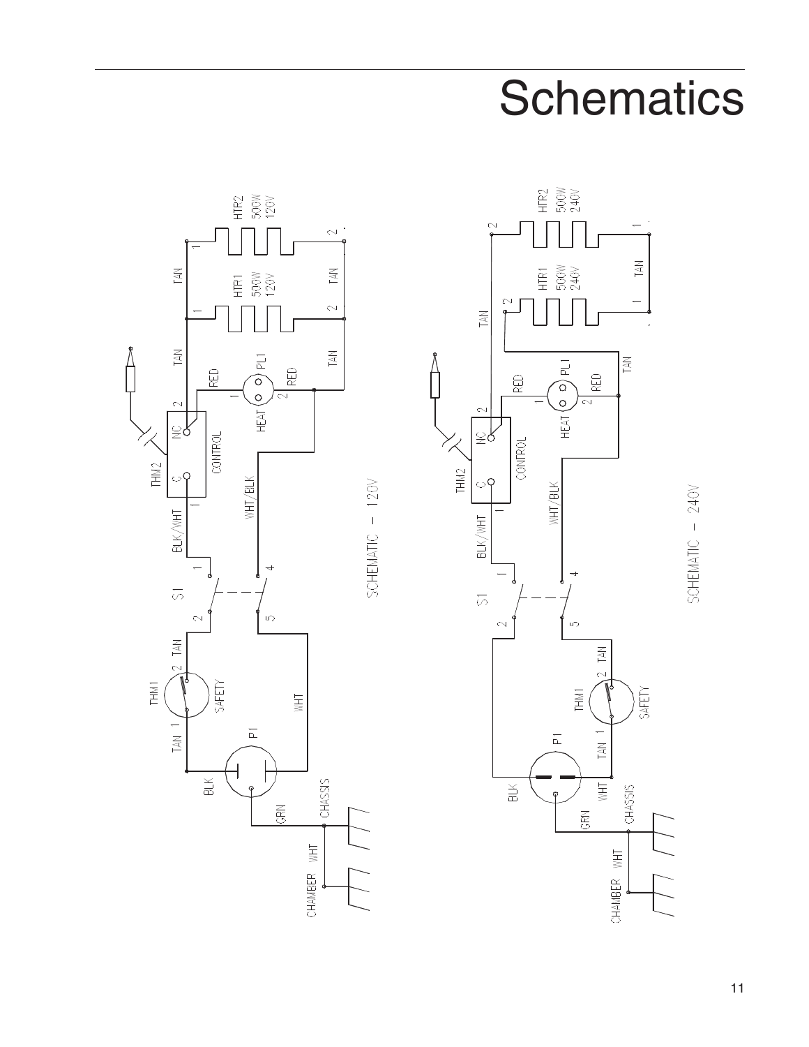# Schematics

SCHEMATIC – 120V

SCHEMATIC – 240V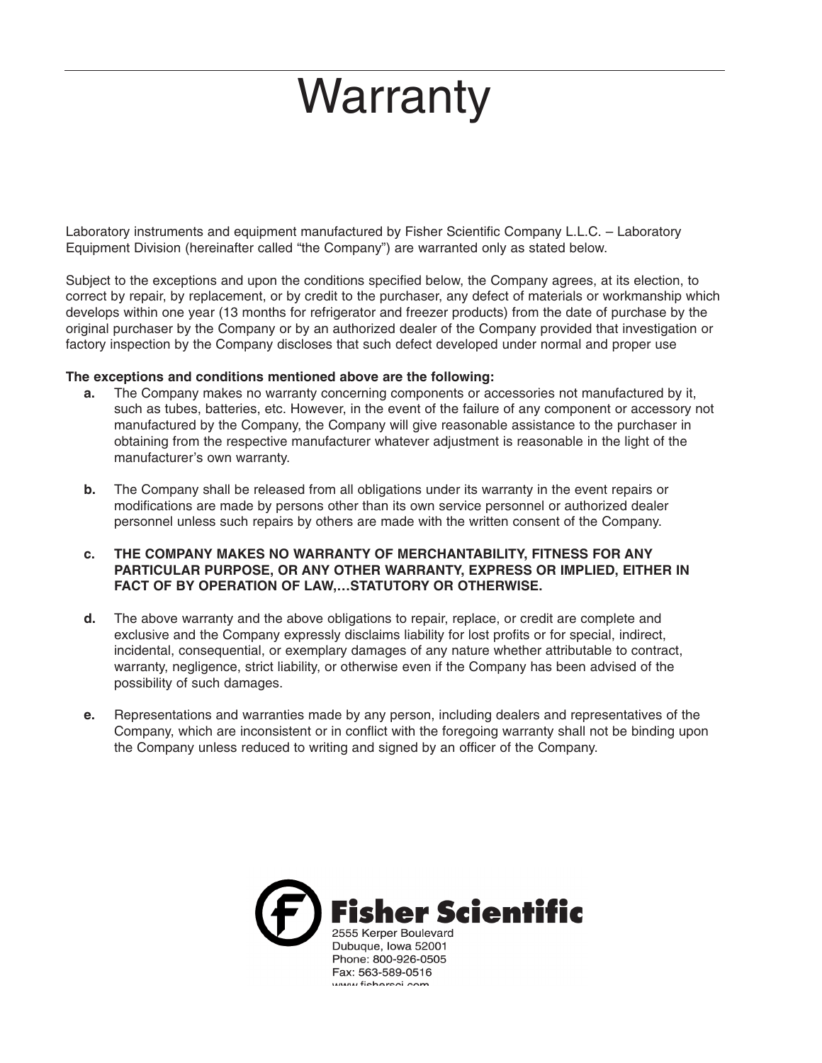# Warranty

Laboratory instruments and equipment manufactured by Fisher Scientific Company L.L.C. – Laboratory Equipment Division (hereinafter called "the Company") are warranted only as stated below.

Subject to the exceptions and upon the conditions specified below, the Company agrees, at its election, to correct by repair, by replacement, or by credit to the purchaser, any defect of materials or workmanship which develops within one year (13 months for refrigerator and freezer products) from the date of purchase by the original purchaser by the Company or by an authorized dealer of the Company provided that investigation or factory inspection by the Company discloses that such defect developed under normal and proper use

**The exceptions and conditions mentioned above are the following:**

**a.** The Company makes no warranty concerning components or accessories not manufactured by it, such as tubes, batteries, etc. However, in the event of the failure of any component or accessory not manufactured by the Company, the Company will give reasonable assistance to the purchaser in obtaining from the respective manufacturer whatever adjustment is reasonable in the light of the manufacturer's own warranty.

**b.** The Company shall be released from all obligations under its warranty in the event repairs or modifications are made by persons other than its own service personnel or authorized dealer personnel unless such repairs by others are made with the written consent of the Company.

**c. THE COMPANY MAKES NO WARRANTY OF MERCHANTABILITY, FITNESS FOR ANY PARTICULAR PURPOSE, OR ANY OTHER WARRANTY, EXPRESS OR IMPLIED, EITHER IN FACT OF BY OPERATION OF LAW,…STATUTORY OR OTHERWISE.**

**d.** The above warranty and the above obligations to repair, replace, or credit are complete and exclusive and the Company expressly disclaims liability for lost profits or for special, indirect, incidental, consequential, or exemplary damages of any nature whether attributable to contract, warranty, negligence, strict liability, or otherwise even if the Company has been advised of the possibility of such damages.

**e.** Representations and warranties made by any person, including dealers and representatives of the Company, which are inconsistent or in conflict with the foregoing warranty shall not be binding upon the Company unless reduced to writing and signed by an officer of the Company.

**Fisher Scientific**
2555 Kerper Boulevard
Dubuque, Iowa 52001
Phone: 800-926-0505
Fax: 563-589-0516
www.fishersci.com